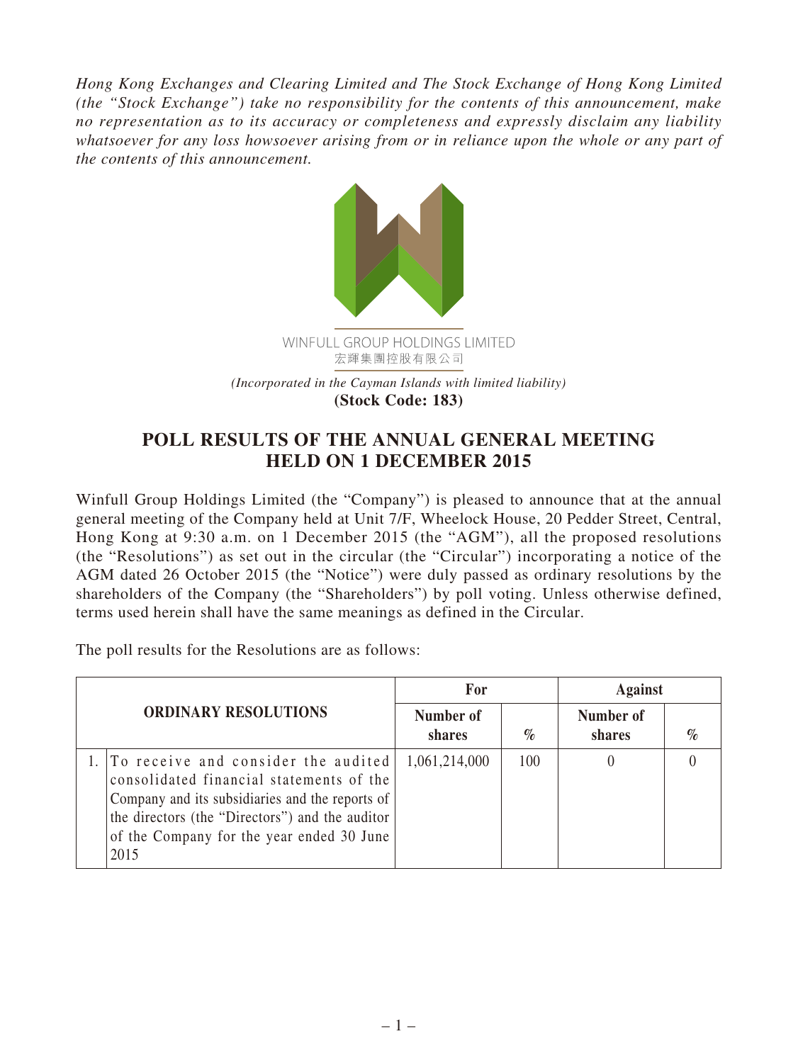*Hong Kong Exchanges and Clearing Limited and The Stock Exchange of Hong Kong Limited (the "Stock Exchange") take no responsibility for the contents of this announcement, make no representation as to its accuracy or completeness and expressly disclaim any liability whatsoever for any loss howsoever arising from or in reliance upon the whole or any part of the contents of this announcement.*

WINFULL GROUP HOLDINGS LIMITED
宏輝集團控股有限公司

*(Incorporated in the Cayman Islands with limited liability)*
**(Stock Code: 183)**

# POLL RESULTS OF THE ANNUAL GENERAL MEETING HELD ON 1 DECEMBER 2015

Winfull Group Holdings Limited (the "Company") is pleased to announce that at the annual general meeting of the Company held at Unit 7/F, Wheelock House, 20 Pedder Street, Central, Hong Kong at 9:30 a.m. on 1 December 2015 (the "AGM"), all the proposed resolutions (the "Resolutions") as set out in the circular (the "Circular") incorporating a notice of the AGM dated 26 October 2015 (the "Notice") were duly passed as ordinary resolutions by the shareholders of the Company (the "Shareholders") by poll voting. Unless otherwise defined, terms used herein shall have the same meanings as defined in the Circular.

The poll results for the Resolutions are as follows:

| ORDINARY RESOLUTIONS | For | | Against | |
|---|---|---|---|---|
| | Number of shares | % | Number of shares | % |
| 1. To receive and consider the audited consolidated financial statements of the Company and its subsidiaries and the reports of the directors (the "Directors") and the auditor of the Company for the year ended 30 June 2015 | 1,061,214,000 | 100 | 0 | 0 |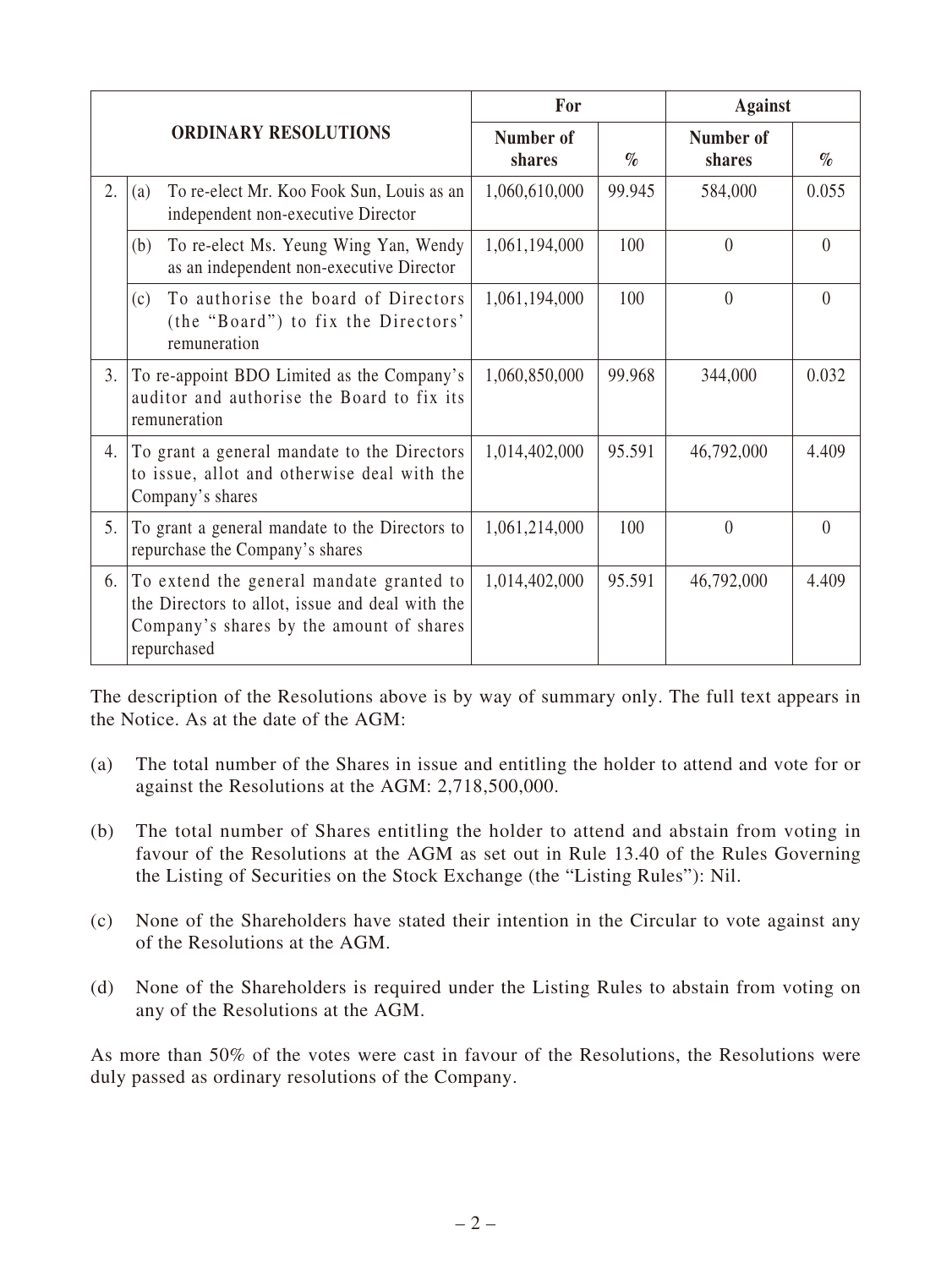| ORDINARY RESOLUTIONS | | For | | Against | |
|---|---|---|---|---|---|
| | | Number of shares | % | Number of shares | % |
| 2. | (a) To re-elect Mr. Koo Fook Sun, Louis as an independent non-executive Director | 1,060,610,000 | 99.945 | 584,000 | 0.055 |
| | (b) To re-elect Ms. Yeung Wing Yan, Wendy as an independent non-executive Director | 1,061,194,000 | 100 | 0 | 0 |
| | (c) To authorise the board of Directors (the "Board") to fix the Directors' remuneration | 1,061,194,000 | 100 | 0 | 0 |
| 3. | To re-appoint BDO Limited as the Company's auditor and authorise the Board to fix its remuneration | 1,060,850,000 | 99.968 | 344,000 | 0.032 |
| 4. | To grant a general mandate to the Directors to issue, allot and otherwise deal with the Company's shares | 1,014,402,000 | 95.591 | 46,792,000 | 4.409 |
| 5. | To grant a general mandate to the Directors to repurchase the Company's shares | 1,061,214,000 | 100 | 0 | 0 |
| 6. | To extend the general mandate granted to the Directors to allot, issue and deal with the Company's shares by the amount of shares repurchased | 1,014,402,000 | 95.591 | 46,792,000 | 4.409 |

The description of the Resolutions above is by way of summary only. The full text appears in the Notice. As at the date of the AGM:

(a) The total number of the Shares in issue and entitling the holder to attend and vote for or against the Resolutions at the AGM: 2,718,500,000.

(b) The total number of Shares entitling the holder to attend and abstain from voting in favour of the Resolutions at the AGM as set out in Rule 13.40 of the Rules Governing the Listing of Securities on the Stock Exchange (the "Listing Rules"): Nil.

(c) None of the Shareholders have stated their intention in the Circular to vote against any of the Resolutions at the AGM.

(d) None of the Shareholders is required under the Listing Rules to abstain from voting on any of the Resolutions at the AGM.

As more than 50% of the votes were cast in favour of the Resolutions, the Resolutions were duly passed as ordinary resolutions of the Company.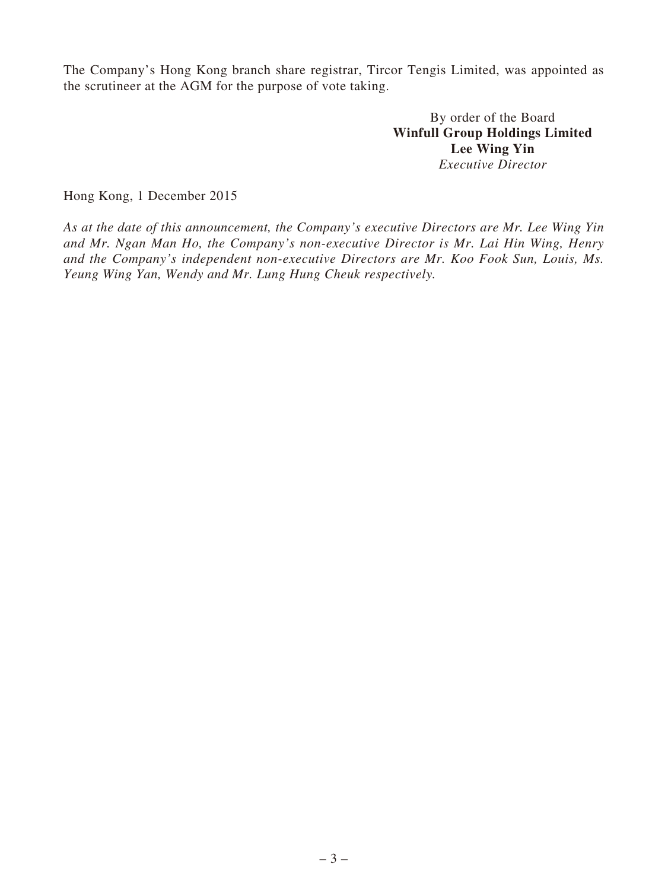The Company's Hong Kong branch share registrar, Tircor Tengis Limited, was appointed as the scrutineer at the AGM for the purpose of vote taking.

By order of the Board
**Winfull Group Holdings Limited**
**Lee Wing Yin**
*Executive Director*

Hong Kong, 1 December 2015

*As at the date of this announcement, the Company's executive Directors are Mr. Lee Wing Yin and Mr. Ngan Man Ho, the Company's non-executive Director is Mr. Lai Hin Wing, Henry and the Company's independent non-executive Directors are Mr. Koo Fook Sun, Louis, Ms. Yeung Wing Yan, Wendy and Mr. Lung Hung Cheuk respectively.*